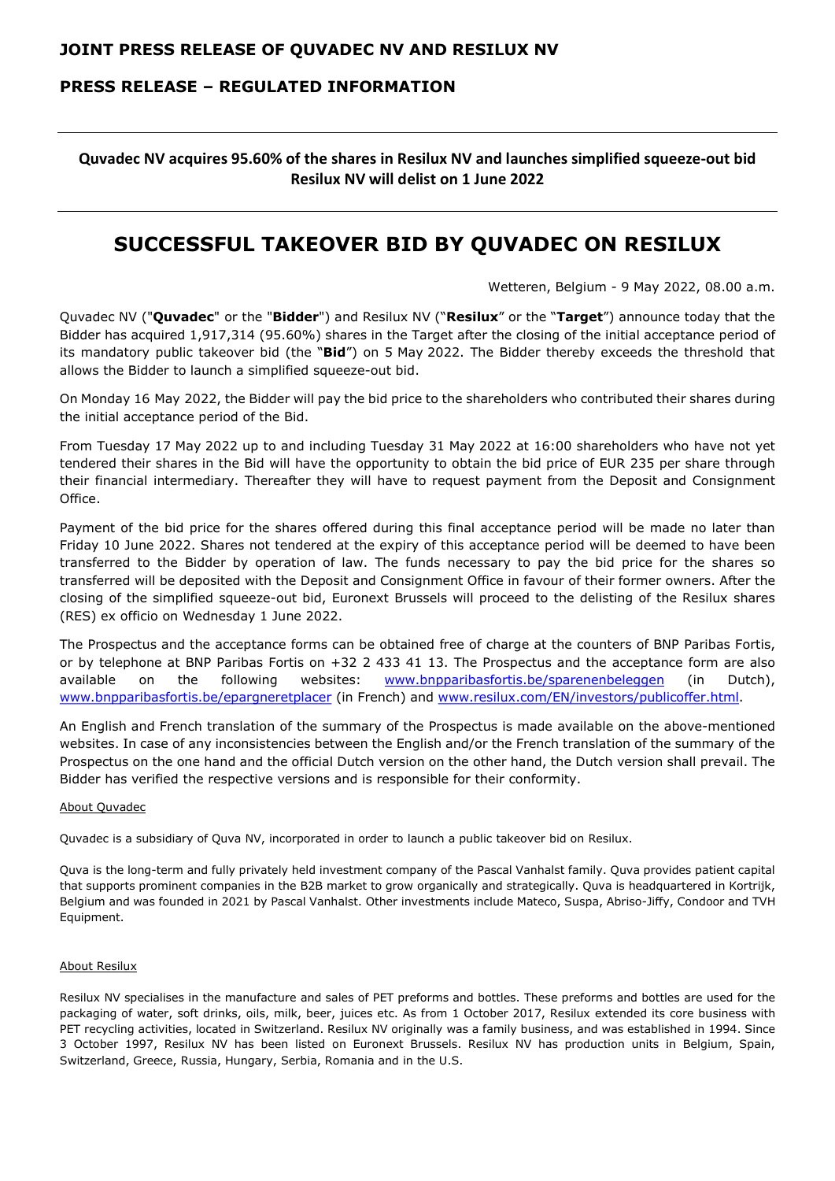**JOINT PRESS RELEASE OF QUVADEC NV AND RESILUX NV**

**PRESS RELEASE – REGULATED INFORMATION**

---

**Quvadec NV acquires 95.60% of the shares in Resilux NV and launches simplified squeeze-out bid**
**Resilux NV will delist on 1 June 2022**

---

# SUCCESSFUL TAKEOVER BID BY QUVADEC ON RESILUX

Wetteren, Belgium - 9 May 2022, 08.00 a.m.

Quvadec NV ("**Quvadec**" or the "**Bidder**") and Resilux NV ("**Resilux**" or the "**Target**") announce today that the Bidder has acquired 1,917,314 (95.60%) shares in the Target after the closing of the initial acceptance period of its mandatory public takeover bid (the "**Bid**") on 5 May 2022. The Bidder thereby exceeds the threshold that allows the Bidder to launch a simplified squeeze-out bid.

On Monday 16 May 2022, the Bidder will pay the bid price to the shareholders who contributed their shares during the initial acceptance period of the Bid.

From Tuesday 17 May 2022 up to and including Tuesday 31 May 2022 at 16:00 shareholders who have not yet tendered their shares in the Bid will have the opportunity to obtain the bid price of EUR 235 per share through their financial intermediary. Thereafter they will have to request payment from the Deposit and Consignment Office.

Payment of the bid price for the shares offered during this final acceptance period will be made no later than Friday 10 June 2022. Shares not tendered at the expiry of this acceptance period will be deemed to have been transferred to the Bidder by operation of law. The funds necessary to pay the bid price for the shares so transferred will be deposited with the Deposit and Consignment Office in favour of their former owners. After the closing of the simplified squeeze-out bid, Euronext Brussels will proceed to the delisting of the Resilux shares (RES) ex officio on Wednesday 1 June 2022.

The Prospectus and the acceptance forms can be obtained free of charge at the counters of BNP Paribas Fortis, or by telephone at BNP Paribas Fortis on +32 2 433 41 13. The Prospectus and the acceptance form are also available on the following websites: www.bnpparibasfortis.be/sparenenbeleggen (in Dutch), www.bnpparibasfortis.be/epargneretplacer (in French) and www.resilux.com/EN/investors/publicoffer.html.

An English and French translation of the summary of the Prospectus is made available on the above-mentioned websites. In case of any inconsistencies between the English and/or the French translation of the summary of the Prospectus on the one hand and the official Dutch version on the other hand, the Dutch version shall prevail. The Bidder has verified the respective versions and is responsible for their conformity.

About Quvadec

Quvadec is a subsidiary of Quva NV, incorporated in order to launch a public takeover bid on Resilux.

Quva is the long-term and fully privately held investment company of the Pascal Vanhalst family. Quva provides patient capital that supports prominent companies in the B2B market to grow organically and strategically. Quva is headquartered in Kortrijk, Belgium and was founded in 2021 by Pascal Vanhalst. Other investments include Mateco, Suspa, Abriso-Jiffy, Condoor and TVH Equipment.

About Resilux

Resilux NV specialises in the manufacture and sales of PET preforms and bottles. These preforms and bottles are used for the packaging of water, soft drinks, oils, milk, beer, juices etc. As from 1 October 2017, Resilux extended its core business with PET recycling activities, located in Switzerland. Resilux NV originally was a family business, and was established in 1994. Since 3 October 1997, Resilux NV has been listed on Euronext Brussels. Resilux NV has production units in Belgium, Spain, Switzerland, Greece, Russia, Hungary, Serbia, Romania and in the U.S.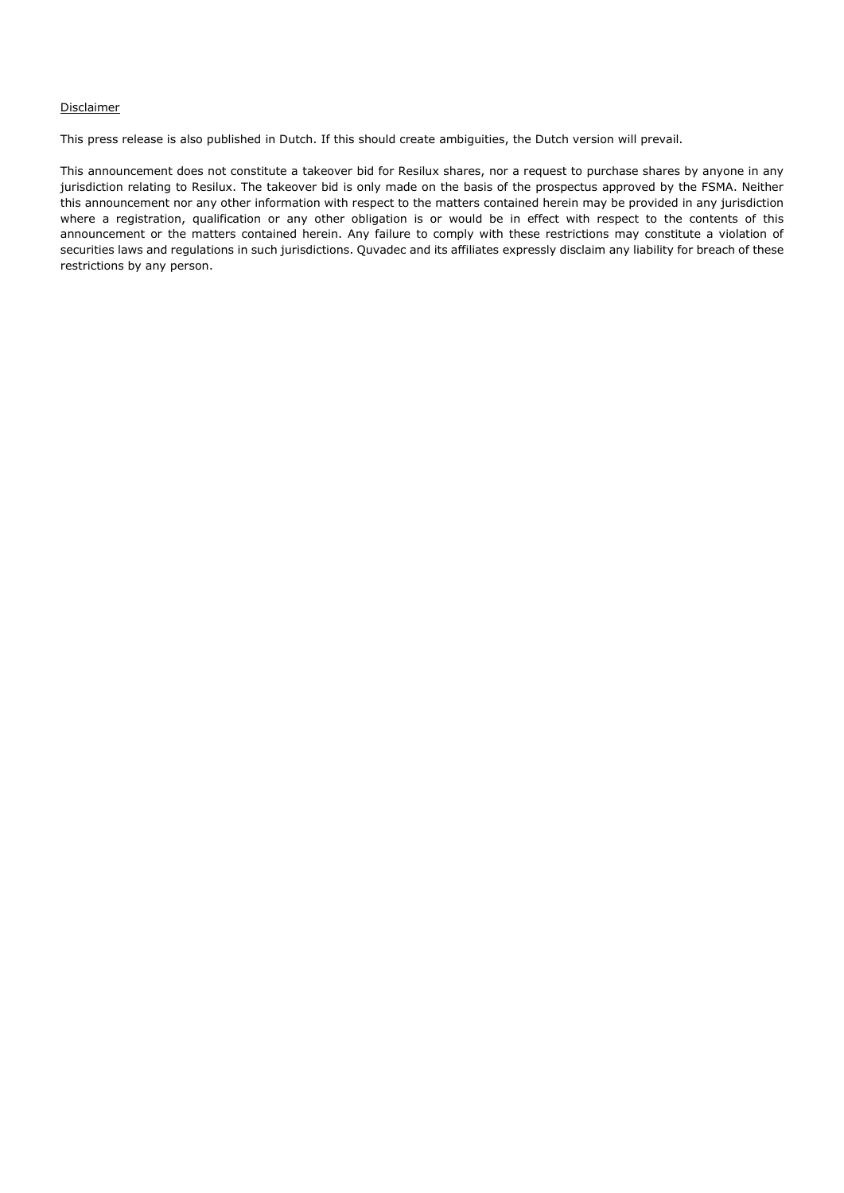Disclaimer

This press release is also published in Dutch. If this should create ambiguities, the Dutch version will prevail.

This announcement does not constitute a takeover bid for Resilux shares, nor a request to purchase shares by anyone in any jurisdiction relating to Resilux. The takeover bid is only made on the basis of the prospectus approved by the FSMA. Neither this announcement nor any other information with respect to the matters contained herein may be provided in any jurisdiction where a registration, qualification or any other obligation is or would be in effect with respect to the contents of this announcement or the matters contained herein. Any failure to comply with these restrictions may constitute a violation of securities laws and regulations in such jurisdictions. Quvadec and its affiliates expressly disclaim any liability for breach of these restrictions by any person.